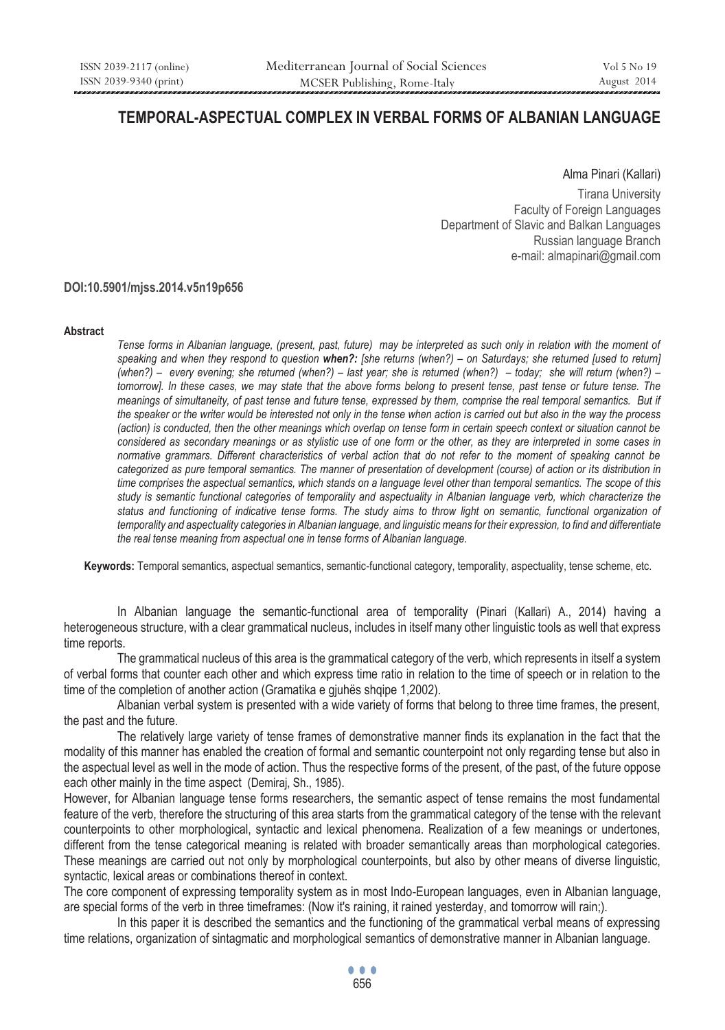# TEMPORAL-ASPECTUAL COMPLEX IN VERBAL FORMS OF ALBANIAN LANGUAGE

Alma Pinari (Kallari)

Tirana University
Faculty of Foreign Languages
Department of Slavic and Balkan Languages
Russian language Branch
e-mail: almapinari@gmail.com

**DOI:10.5901/mjss.2014.v5n19p656**

**Abstract**

*Tense forms in Albanian language, (present, past, future) may be interpreted as such only in relation with the moment of speaking and when they respond to question* ***when?:*** *[she returns (when?) – on Saturdays; she returned [used to return] (when?) – every evening; she returned (when?) – last year; she is returned (when?) – today; she will return (when?) – tomorrow]. In these cases, we may state that the above forms belong to present tense, past tense or future tense. The meanings of simultaneity, of past tense and future tense, expressed by them, comprise the real temporal semantics. But if the speaker or the writer would be interested not only in the tense when action is carried out but also in the way the process (action) is conducted, then the other meanings which overlap on tense form in certain speech context or situation cannot be considered as secondary meanings or as stylistic use of one form or the other, as they are interpreted in some cases in normative grammars. Different characteristics of verbal action that do not refer to the moment of speaking cannot be categorized as pure temporal semantics. The manner of presentation of development (course) of action or its distribution in time comprises the aspectual semantics, which stands on a language level other than temporal semantics. The scope of this study is semantic functional categories of temporality and aspectuality in Albanian language verb, which characterize the status and functioning of indicative tense forms. The study aims to throw light on semantic, functional organization of temporality and aspectuality categories in Albanian language, and linguistic means for their expression, to find and differentiate the real tense meaning from aspectual one in tense forms of Albanian language.*

**Keywords:** Temporal semantics, aspectual semantics, semantic-functional category, temporality, aspectuality, tense scheme, etc.

In Albanian language the semantic-functional area of temporality (Pinari (Kallari) A., 2014) having a heterogeneous structure, with a clear grammatical nucleus, includes in itself many other linguistic tools as well that express time reports.

The grammatical nucleus of this area is the grammatical category of the verb, which represents in itself a system of verbal forms that counter each other and which express time ratio in relation to the time of speech or in relation to the time of the completion of another action (Gramatika e gjuhës shqipe 1,2002).

Albanian verbal system is presented with a wide variety of forms that belong to three time frames, the present, the past and the future.

The relatively large variety of tense frames of demonstrative manner finds its explanation in the fact that the modality of this manner has enabled the creation of formal and semantic counterpoint not only regarding tense but also in the aspectual level as well in the mode of action. Thus the respective forms of the present, of the past, of the future oppose each other mainly in the time aspect (Demiraj, Sh., 1985).

However, for Albanian language tense forms researchers, the semantic aspect of tense remains the most fundamental feature of the verb, therefore the structuring of this area starts from the grammatical category of the tense with the relevant counterpoints to other morphological, syntactic and lexical phenomena. Realization of a few meanings or undertones, different from the tense categorical meaning is related with broader semantically areas than morphological categories. These meanings are carried out not only by morphological counterpoints, but also by other means of diverse linguistic, syntactic, lexical areas or combinations thereof in context.

The core component of expressing temporality system as in most Indo-European languages, even in Albanian language, are special forms of the verb in three timeframes: (Now it's raining, it rained yesterday, and tomorrow will rain;).

In this paper it is described the semantics and the functioning of the grammatical verbal means of expressing time relations, organization of sintagmatic and morphological semantics of demonstrative manner in Albanian language.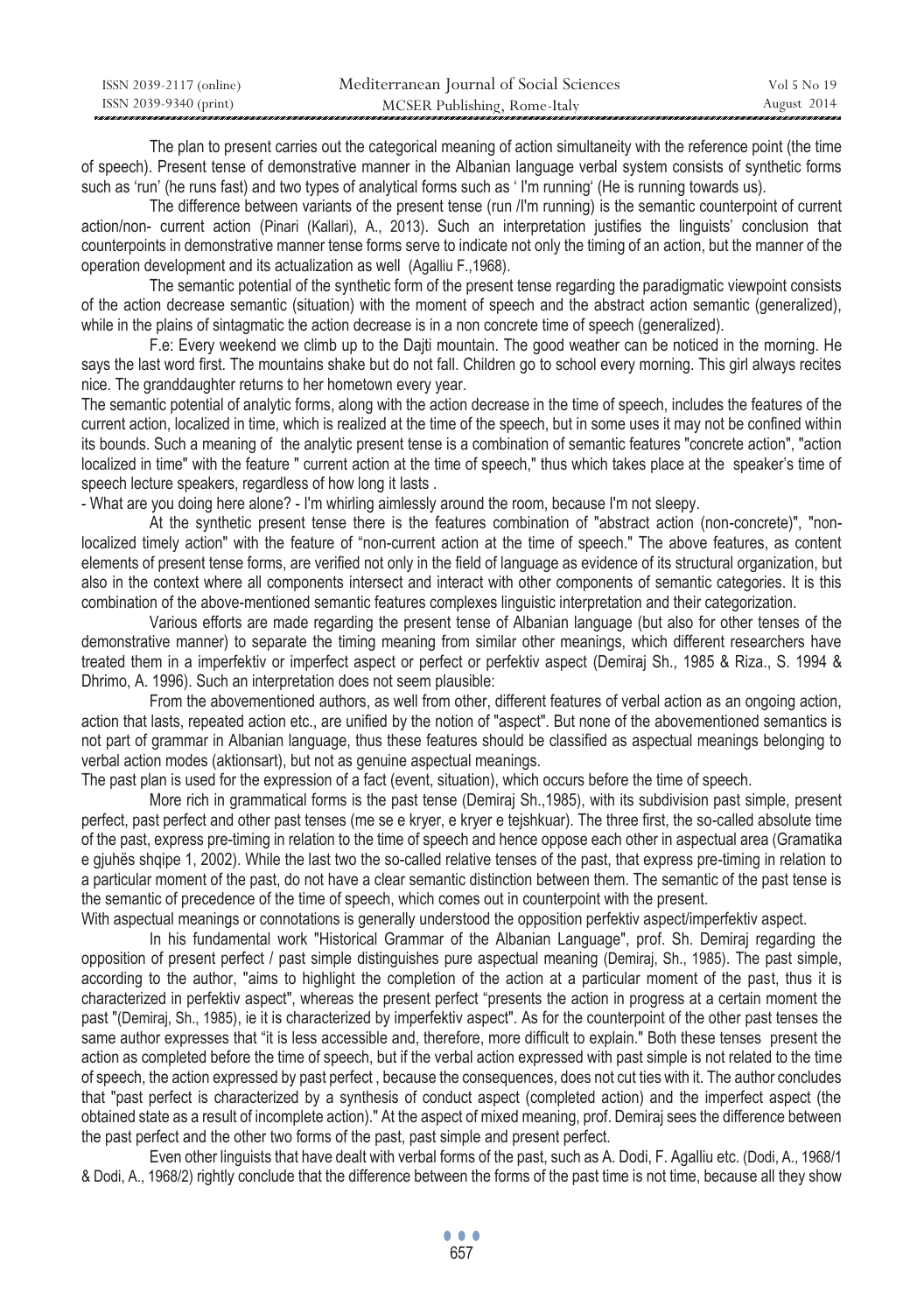The plan to present carries out the categorical meaning of action simultaneity with the reference point (the time of speech). Present tense of demonstrative manner in the Albanian language verbal system consists of synthetic forms such as 'run' (he runs fast) and two types of analytical forms such as ' I'm running' (He is running towards us).

The difference between variants of the present tense (run /I'm running) is the semantic counterpoint of current action/non- current action (Pinari (Kallari), A., 2013). Such an interpretation justifies the linguists' conclusion that counterpoints in demonstrative manner tense forms serve to indicate not only the timing of an action, but the manner of the operation development and its actualization as well (Agalliu F.,1968).

The semantic potential of the synthetic form of the present tense regarding the paradigmatic viewpoint consists of the action decrease semantic (situation) with the moment of speech and the abstract action semantic (generalized), while in the plains of sintagmatic the action decrease is in a non concrete time of speech (generalized).

F.e: Every weekend we climb up to the Dajti mountain. The good weather can be noticed in the morning. He says the last word first. The mountains shake but do not fall. Children go to school every morning. This girl always recites nice. The granddaughter returns to her hometown every year.

The semantic potential of analytic forms, along with the action decrease in the time of speech, includes the features of the current action, localized in time, which is realized at the time of the speech, but in some uses it may not be confined within its bounds. Such a meaning of the analytic present tense is a combination of semantic features "concrete action", "action localized in time" with the feature " current action at the time of speech," thus which takes place at the speaker's time of speech lecture speakers, regardless of how long it lasts .

- What are you doing here alone? - I'm whirling aimlessly around the room, because I'm not sleepy.

At the synthetic present tense there is the features combination of "abstract action (non-concrete)", "non-localized timely action" with the feature of "non-current action at the time of speech." The above features, as content elements of present tense forms, are verified not only in the field of language as evidence of its structural organization, but also in the context where all components intersect and interact with other components of semantic categories. It is this combination of the above-mentioned semantic features complexes linguistic interpretation and their categorization.

Various efforts are made regarding the present tense of Albanian language (but also for other tenses of the demonstrative manner) to separate the timing meaning from similar other meanings, which different researchers have treated them in a imperfektiv or imperfect aspect or perfect or perfektiv aspect (Demiraj Sh., 1985 & Riza., S. 1994 & Dhrimo, A. 1996). Such an interpretation does not seem plausible:

From the abovementioned authors, as well from other, different features of verbal action as an ongoing action, action that lasts, repeated action etc., are unified by the notion of "aspect". But none of the abovementioned semantics is not part of grammar in Albanian language, thus these features should be classified as aspectual meanings belonging to verbal action modes (aktionsart), but not as genuine aspectual meanings.

The past plan is used for the expression of a fact (event, situation), which occurs before the time of speech.

More rich in grammatical forms is the past tense (Demiraj Sh.,1985), with its subdivision past simple, present perfect, past perfect and other past tenses (me se e kryer, e kryer e tejshkuar). The three first, the so-called absolute time of the past, express pre-timing in relation to the time of speech and hence oppose each other in aspectual area (Gramatika e gjuhës shqipe 1, 2002). While the last two the so-called relative tenses of the past, that express pre-timing in relation to a particular moment of the past, do not have a clear semantic distinction between them. The semantic of the past tense is the semantic of precedence of the time of speech, which comes out in counterpoint with the present.

With aspectual meanings or connotations is generally understood the opposition perfektiv aspect/imperfektiv aspect.

In his fundamental work "Historical Grammar of the Albanian Language", prof. Sh. Demiraj regarding the opposition of present perfect / past simple distinguishes pure aspectual meaning (Demiraj, Sh., 1985). The past simple, according to the author, "aims to highlight the completion of the action at a particular moment of the past, thus it is characterized in perfektiv aspect", whereas the present perfect "presents the action in progress at a certain moment the past "(Demiraj, Sh., 1985), ie it is characterized by imperfektiv aspect". As for the counterpoint of the other past tenses the same author expresses that "it is less accessible and, therefore, more difficult to explain." Both these tenses present the action as completed before the time of speech, but if the verbal action expressed with past simple is not related to the time of speech, the action expressed by past perfect , because the consequences, does not cut ties with it. The author concludes that "past perfect is characterized by a synthesis of conduct aspect (completed action) and the imperfect aspect (the obtained state as a result of incomplete action)." At the aspect of mixed meaning, prof. Demiraj sees the difference between the past perfect and the other two forms of the past, past simple and present perfect.

Even other linguists that have dealt with verbal forms of the past, such as A. Dodi, F. Agalliu etc. (Dodi, A., 1968/1 & Dodi, A., 1968/2) rightly conclude that the difference between the forms of the past time is not time, because all they show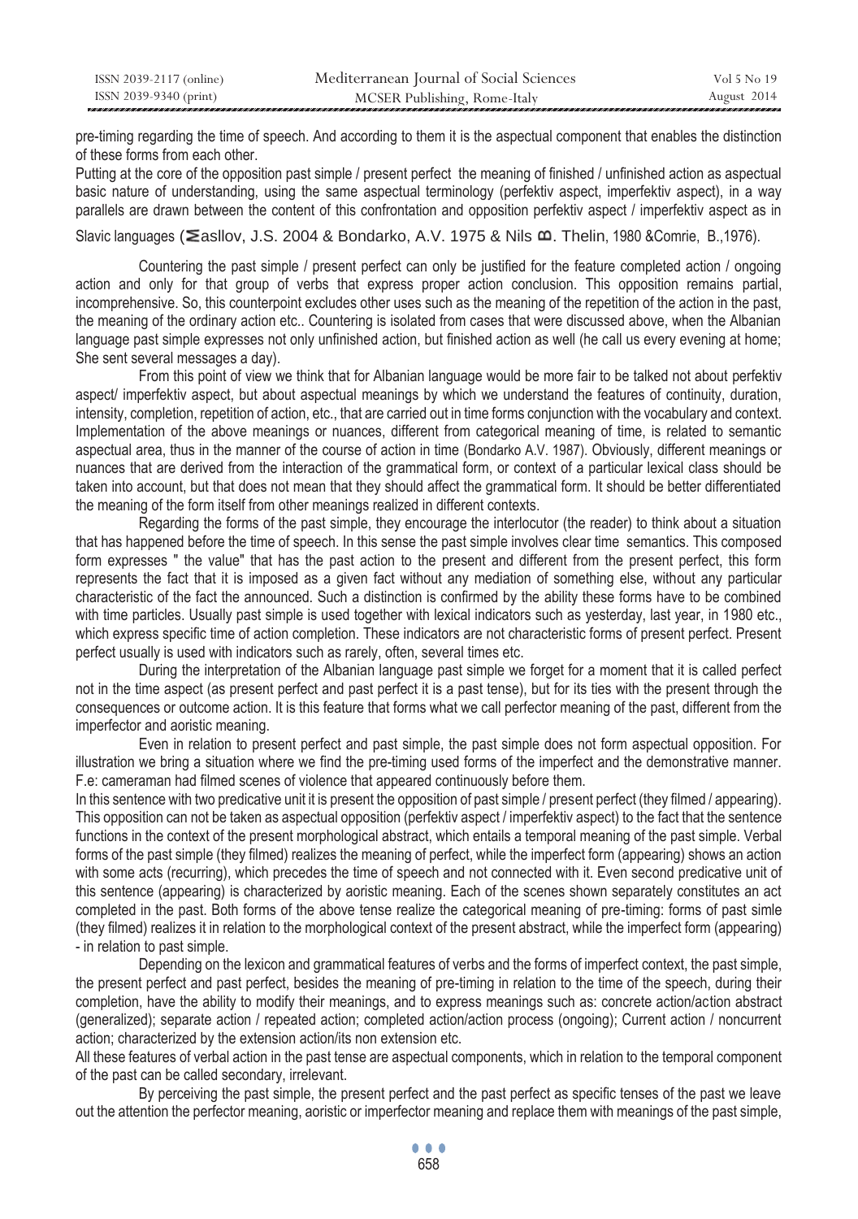pre-timing regarding the time of speech. And according to them it is the aspectual component that enables the distinction of these forms from each other.

Putting at the core of the opposition past simple / present perfect the meaning of finished / unfinished action as aspectual basic nature of understanding, using the same aspectual terminology (perfektiv aspect, imperfektiv aspect), in a way parallels are drawn between the content of this confrontation and opposition perfektiv aspect / imperfektiv aspect as in Slavic languages (Ƨasllov, J.S. 2004 & Bondarko, A.V. 1975 & Nils Ꮬ. Thelin, 1980 &Comrie, B.,1976).

Countering the past simple / present perfect can only be justified for the feature completed action / ongoing action and only for that group of verbs that express proper action conclusion. This opposition remains partial, incomprehensive. So, this counterpoint excludes other uses such as the meaning of the repetition of the action in the past, the meaning of the ordinary action etc.. Countering is isolated from cases that were discussed above, when the Albanian language past simple expresses not only unfinished action, but finished action as well (he call us every evening at home; She sent several messages a day).

From this point of view we think that for Albanian language would be more fair to be talked not about perfektiv aspect/ imperfektiv aspect, but about aspectual meanings by which we understand the features of continuity, duration, intensity, completion, repetition of action, etc., that are carried out in time forms conjunction with the vocabulary and context. Implementation of the above meanings or nuances, different from categorical meaning of time, is related to semantic aspectual area, thus in the manner of the course of action in time (Bondarko A.V. 1987). Obviously, different meanings or nuances that are derived from the interaction of the grammatical form, or context of a particular lexical class should be taken into account, but that does not mean that they should affect the grammatical form. It should be better differentiated the meaning of the form itself from other meanings realized in different contexts.

Regarding the forms of the past simple, they encourage the interlocutor (the reader) to think about a situation that has happened before the time of speech. In this sense the past simple involves clear time semantics. This composed form expresses " the value" that has the past action to the present and different from the present perfect, this form represents the fact that it is imposed as a given fact without any mediation of something else, without any particular characteristic of the fact the announced. Such a distinction is confirmed by the ability these forms have to be combined with time particles. Usually past simple is used together with lexical indicators such as yesterday, last year, in 1980 etc., which express specific time of action completion. These indicators are not characteristic forms of present perfect. Present perfect usually is used with indicators such as rarely, often, several times etc.

During the interpretation of the Albanian language past simple we forget for a moment that it is called perfect not in the time aspect (as present perfect and past perfect it is a past tense), but for its ties with the present through the consequences or outcome action. It is this feature that forms what we call perfector meaning of the past, different from the imperfector and aoristic meaning.

Even in relation to present perfect and past simple, the past simple does not form aspectual opposition. For illustration we bring a situation where we find the pre-timing used forms of the imperfect and the demonstrative manner. F.e: cameraman had filmed scenes of violence that appeared continuously before them.

In this sentence with two predicative unit it is present the opposition of past simple / present perfect (they filmed / appearing). This opposition can not be taken as aspectual opposition (perfektiv aspect / imperfektiv aspect) to the fact that the sentence functions in the context of the present morphological abstract, which entails a temporal meaning of the past simple. Verbal forms of the past simple (they filmed) realizes the meaning of perfect, while the imperfect form (appearing) shows an action with some acts (recurring), which precedes the time of speech and not connected with it. Even second predicative unit of this sentence (appearing) is characterized by aoristic meaning. Each of the scenes shown separately constitutes an act completed in the past. Both forms of the above tense realize the categorical meaning of pre-timing: forms of past simle (they filmed) realizes it in relation to the morphological context of the present abstract, while the imperfect form (appearing) - in relation to past simple.

Depending on the lexicon and grammatical features of verbs and the forms of imperfect context, the past simple, the present perfect and past perfect, besides the meaning of pre-timing in relation to the time of the speech, during their completion, have the ability to modify their meanings, and to express meanings such as: concrete action/action abstract (generalized); separate action / repeated action; completed action/action process (ongoing); Current action / noncurrent action; characterized by the extension action/its non extension etc.

All these features of verbal action in the past tense are aspectual components, which in relation to the temporal component of the past can be called secondary, irrelevant.

By perceiving the past simple, the present perfect and the past perfect as specific tenses of the past we leave out the attention the perfector meaning, aoristic or imperfector meaning and replace them with meanings of the past simple,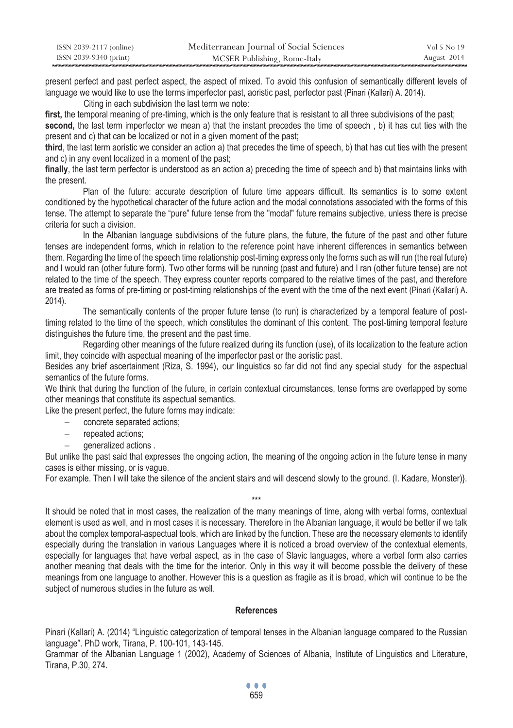present perfect and past perfect aspect, the aspect of mixed. To avoid this confusion of semantically different levels of language we would like to use the terms imperfector past, aoristic past, perfector past (Pinari (Kallari) A. 2014).

Citing in each subdivision the last term we note:

**first,** the temporal meaning of pre-timing, which is the only feature that is resistant to all three subdivisions of the past;

**second,** the last term imperfector we mean a) that the instant precedes the time of speech , b) it has cut ties with the present and c) that can be localized or not in a given moment of the past;

**third**, the last term aoristic we consider an action a) that precedes the time of speech, b) that has cut ties with the present and c) in any event localized in a moment of the past;

**finally**, the last term perfector is understood as an action a) preceding the time of speech and b) that maintains links with the present.

Plan of the future: accurate description of future time appears difficult. Its semantics is to some extent conditioned by the hypothetical character of the future action and the modal connotations associated with the forms of this tense. The attempt to separate the "pure" future tense from the "modal" future remains subjective, unless there is precise criteria for such a division.

In the Albanian language subdivisions of the future plans, the future, the future of the past and other future tenses are independent forms, which in relation to the reference point have inherent differences in semantics between them. Regarding the time of the speech time relationship post-timing express only the forms such as will run (the real future) and I would ran (other future form). Two other forms will be running (past and future) and I ran (other future tense) are not related to the time of the speech. They express counter reports compared to the relative times of the past, and therefore are treated as forms of pre-timing or post-timing relationships of the event with the time of the next event (Pinari (Kallari) A. 2014).

The semantically contents of the proper future tense (to run) is characterized by a temporal feature of post-timing related to the time of the speech, which constitutes the dominant of this content. The post-timing temporal feature distinguishes the future time, the present and the past time.

Regarding other meanings of the future realized during its function (use), of its localization to the feature action limit, they coincide with aspectual meaning of the imperfector past or the aoristic past.

Besides any brief ascertainment (Riza, S. 1994), our linguistics so far did not find any special study for the aspectual semantics of the future forms.

We think that during the function of the future, in certain contextual circumstances, tense forms are overlapped by some other meanings that constitute its aspectual semantics.

Like the present perfect, the future forms may indicate:

- concrete separated actions;
- repeated actions;
- generalized actions .

But unlike the past said that expresses the ongoing action, the meaning of the ongoing action in the future tense in many cases is either missing, or is vague.

For example. Then I will take the silence of the ancient stairs and will descend slowly to the ground. (I. Kadare, Monster)}.

\*\*\*

It should be noted that in most cases, the realization of the many meanings of time, along with verbal forms, contextual element is used as well, and in most cases it is necessary. Therefore in the Albanian language, it would be better if we talk about the complex temporal-aspectual tools, which are linked by the function. These are the necessary elements to identify especially during the translation in various Languages where it is noticed a broad overview of the contextual elements, especially for languages that have verbal aspect, as in the case of Slavic languages, where a verbal form also carries another meaning that deals with the time for the interior. Only in this way it will become possible the delivery of these meanings from one language to another. However this is a question as fragile as it is broad, which will continue to be the subject of numerous studies in the future as well.

## References

Pinari (Kallari) A. (2014) "Linguistic categorization of temporal tenses in the Albanian language compared to the Russian language". PhD work, Tirana, P. 100-101, 143-145.

Grammar of the Albanian Language 1 (2002), Academy of Sciences of Albania, Institute of Linguistics and Literature, Tirana, P.30, 274.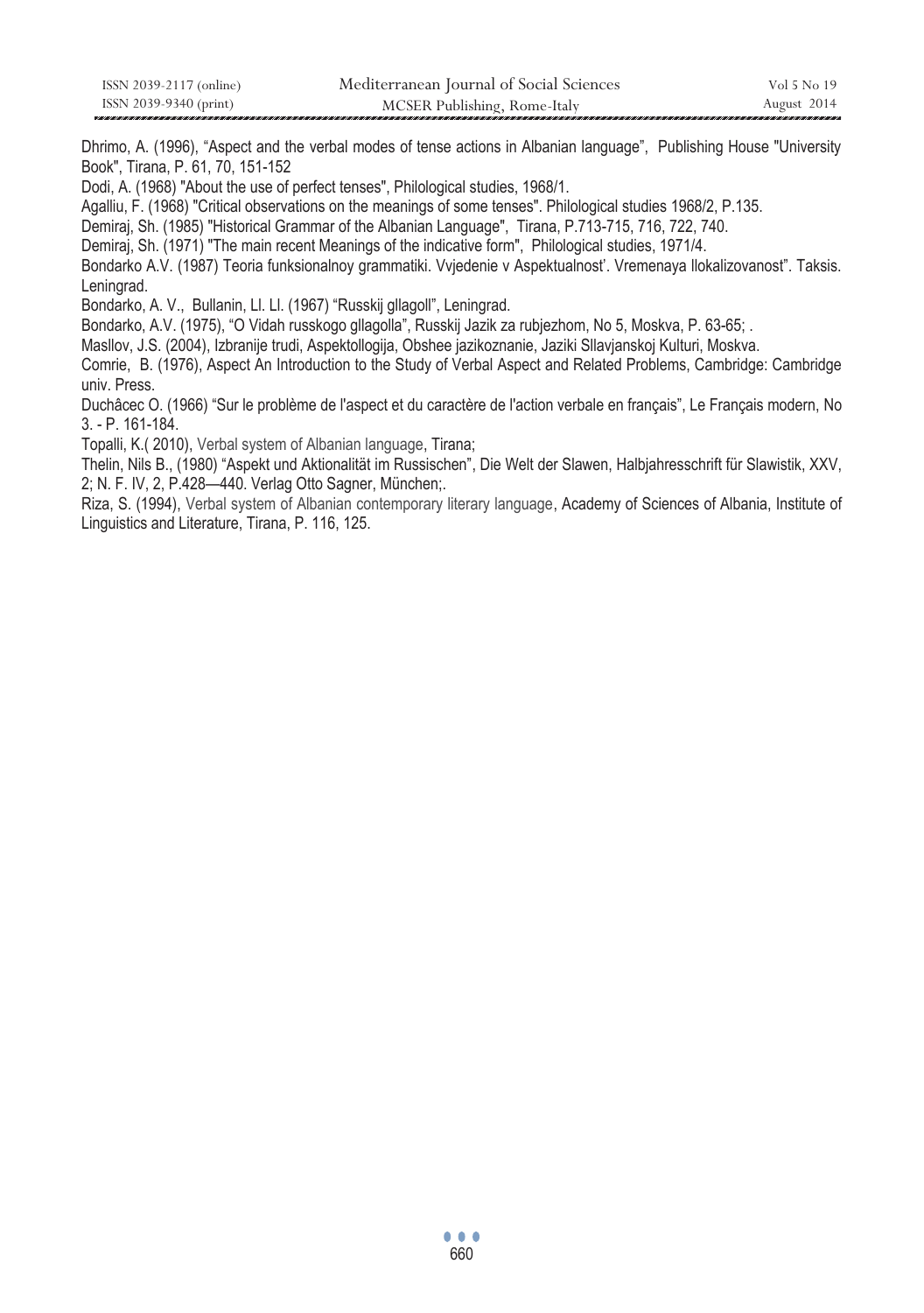Dhrimo, A. (1996), "Aspect and the verbal modes of tense actions in Albanian language", Publishing House "University Book", Tirana, P. 61, 70, 151-152

Dodi, A. (1968) "About the use of perfect tenses", Philological studies, 1968/1.

Agalliu, F. (1968) "Critical observations on the meanings of some tenses". Philological studies 1968/2, P.135.

Demiraj, Sh. (1985) "Historical Grammar of the Albanian Language", Tirana, P.713-715, 716, 722, 740.

Demiraj, Sh. (1971) "The main recent Meanings of the indicative form", Philological studies, 1971/4.

Bondarko A.V. (1987) Teoria funksionalnoy grammatiki. Vvjedenie v Aspektualnost'. Vremenaya llokalizovanost". Taksis. Leningrad.

Bondarko, A. V., Bullanin, Ll. Ll. (1967) "Russkij gllagoll", Leningrad.

Bondarko, A.V. (1975), "O Vidah russkogo gllagolla", Russkij Jazik za rubjezhom, No 5, Moskva, P. 63-65; .

Masllov, J.S. (2004), Izbranije trudi, Aspektollogija, Obshee jazikoznanie, Jaziki Sllavjanskoj Kulturi, Moskva.

Comrie, B. (1976), Aspect An Introduction to the Study of Verbal Aspect and Related Problems, Cambridge: Cambridge univ. Press.

Duchâcec O. (1966) "Sur le problème de l'aspect et du caractère de l'action verbale en français", Le Français modern, No 3. - P. 161-184.

Topalli, K.( 2010), Verbal system of Albanian language, Tirana;

Thelin, Nils B., (1980) "Aspekt und Aktionalität im Russischen", Die Welt der Slawen, Halbjahresschrift für Slawistik, XXV, 2; N. F. IV, 2, P.428—440. Verlag Otto Sagner, München;.

Riza, S. (1994), Verbal system of Albanian contemporary literary language, Academy of Sciences of Albania, Institute of Linguistics and Literature, Tirana, P. 116, 125.